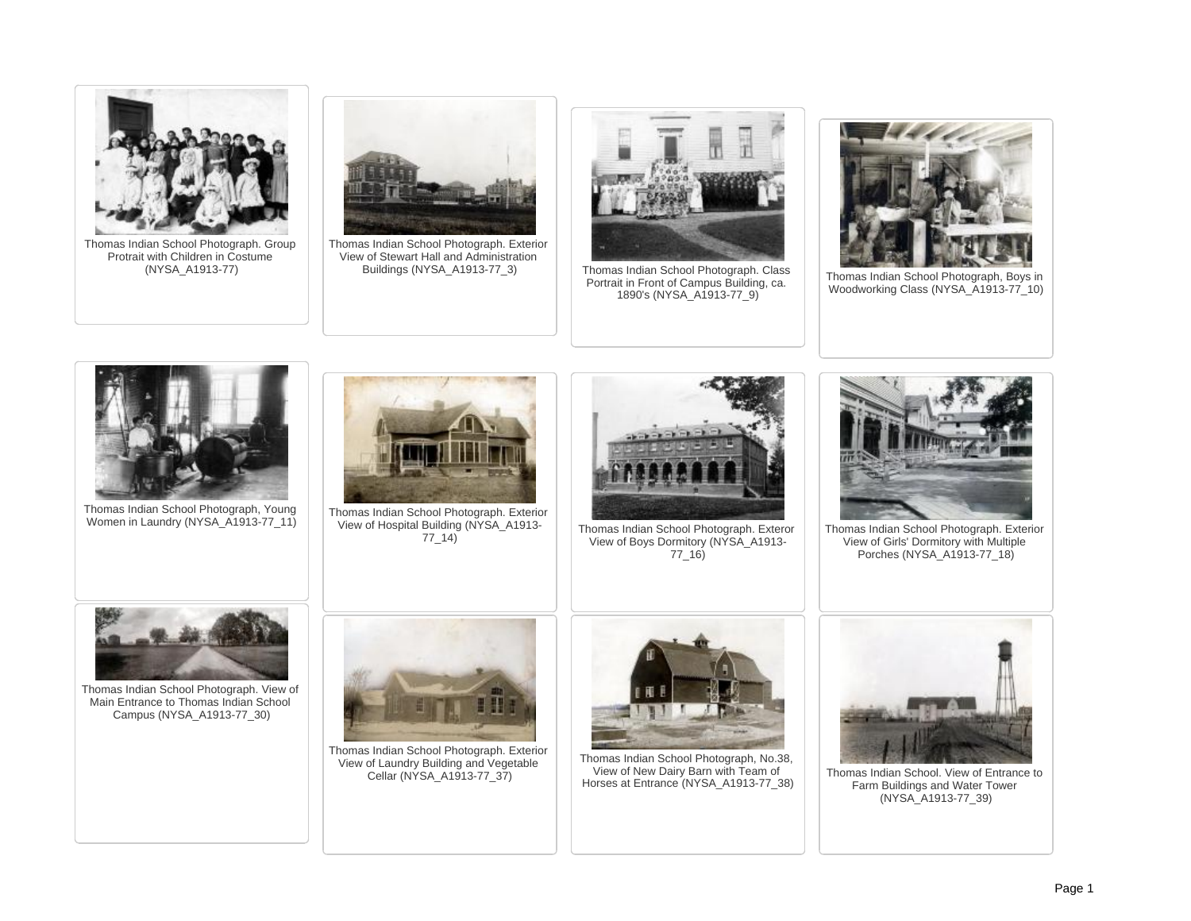Thomas Indian School Photograph. Group Protrait with Children in Costume (NYSA_A1913-77)

Thomas Indian School Photograph. Exterior View of Stewart Hall and Administration Buildings (NYSA_A1913-77_3)

Thomas Indian School Photograph. Class Portrait in Front of Campus Building, ca. 1890's (NYSA_A1913-77_9)

Thomas Indian School Photograph, Boys in Woodworking Class (NYSA_A1913-77_10)

Thomas Indian School Photograph, Young Women in Laundry (NYSA_A1913-77_11)

Thomas Indian School Photograph. Exterior View of Hospital Building (NYSA_A1913-77_14)

Thomas Indian School Photograph. Exteror View of Boys Dormitory (NYSA_A1913-77_16)

Thomas Indian School Photograph. Exterior View of Girls' Dormitory with Multiple Porches (NYSA_A1913-77_18)

Thomas Indian School Photograph. View of Main Entrance to Thomas Indian School Campus (NYSA_A1913-77_30)

Thomas Indian School Photograph. Exterior View of Laundry Building and Vegetable Cellar (NYSA_A1913-77_37)

Thomas Indian School Photograph, No.38, View of New Dairy Barn with Team of Horses at Entrance (NYSA_A1913-77_38)

Thomas Indian School. View of Entrance to Farm Buildings and Water Tower (NYSA_A1913-77_39)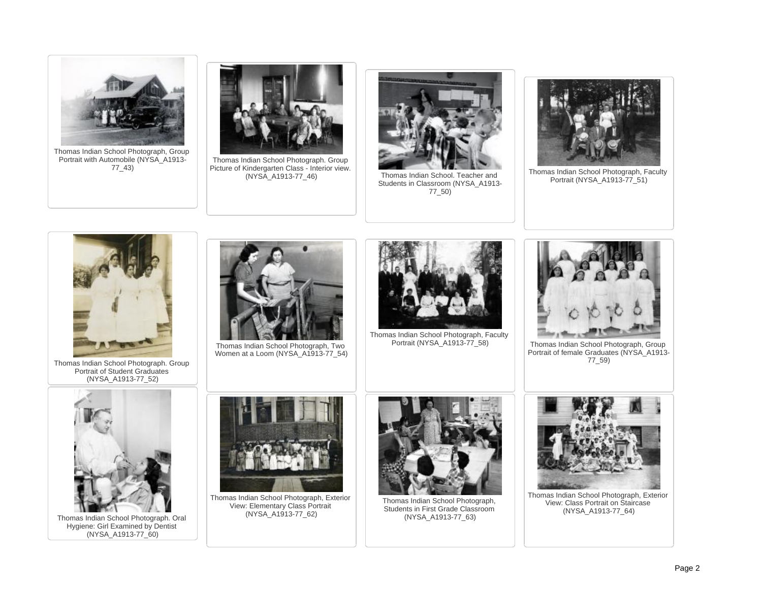Thomas Indian School Photograph, Group Portrait with Automobile (NYSA_A1913-77_43)

Thomas Indian School Photograph. Group Picture of Kindergarten Class - Interior view. (NYSA_A1913-77_46)

Thomas Indian School. Teacher and Students in Classroom (NYSA_A1913-77_50)

Thomas Indian School Photograph, Faculty Portrait (NYSA_A1913-77_51)

Thomas Indian School Photograph. Group Portrait of Student Graduates (NYSA_A1913-77_52)

Thomas Indian School Photograph, Two Women at a Loom (NYSA_A1913-77_54)

Thomas Indian School Photograph, Faculty Portrait (NYSA_A1913-77_58)

Thomas Indian School Photograph, Group Portrait of female Graduates (NYSA_A1913-77_59)

Thomas Indian School Photograph. Oral Hygiene: Girl Examined by Dentist (NYSA_A1913-77_60)

Thomas Indian School Photograph, Exterior View: Elementary Class Portrait (NYSA_A1913-77_62)

Thomas Indian School Photograph, Students in First Grade Classroom (NYSA_A1913-77_63)

Thomas Indian School Photograph, Exterior View: Class Portrait on Staircase (NYSA_A1913-77_64)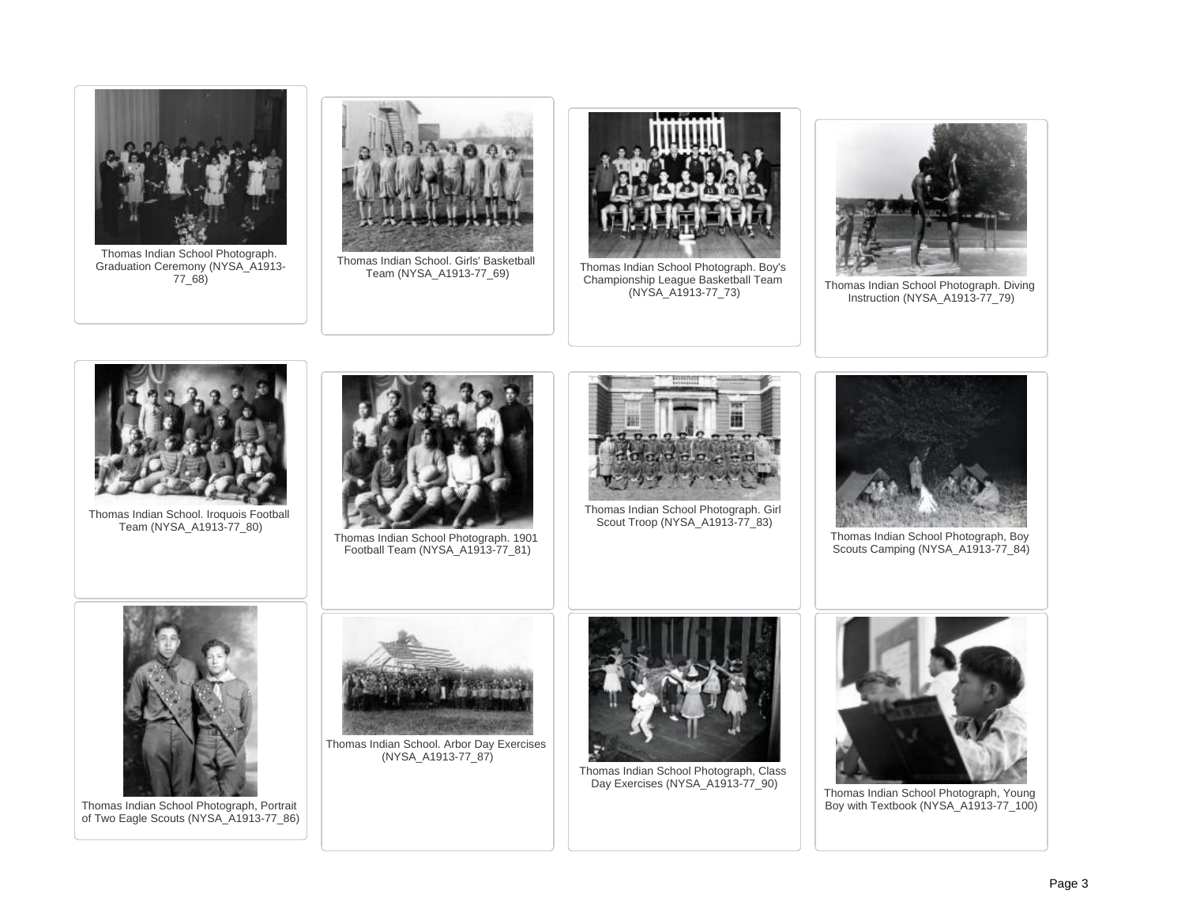Thomas Indian School Photograph. Graduation Ceremony (NYSA_A1913-77_68)

Thomas Indian School. Girls' Basketball Team (NYSA_A1913-77_69)

Thomas Indian School Photograph. Boy's Championship League Basketball Team (NYSA_A1913-77_73)

Thomas Indian School Photograph. Diving Instruction (NYSA_A1913-77_79)

Thomas Indian School. Iroquois Football Team (NYSA_A1913-77_80)

Thomas Indian School Photograph. 1901 Football Team (NYSA_A1913-77_81)

Thomas Indian School Photograph. Girl Scout Troop (NYSA_A1913-77_83)

Thomas Indian School Photograph, Boy Scouts Camping (NYSA_A1913-77_84)

Thomas Indian School Photograph, Portrait of Two Eagle Scouts (NYSA_A1913-77_86)

Thomas Indian School. Arbor Day Exercises (NYSA_A1913-77_87)

Thomas Indian School Photograph, Class Day Exercises (NYSA_A1913-77_90)

Thomas Indian School Photograph, Young Boy with Textbook (NYSA_A1913-77_100)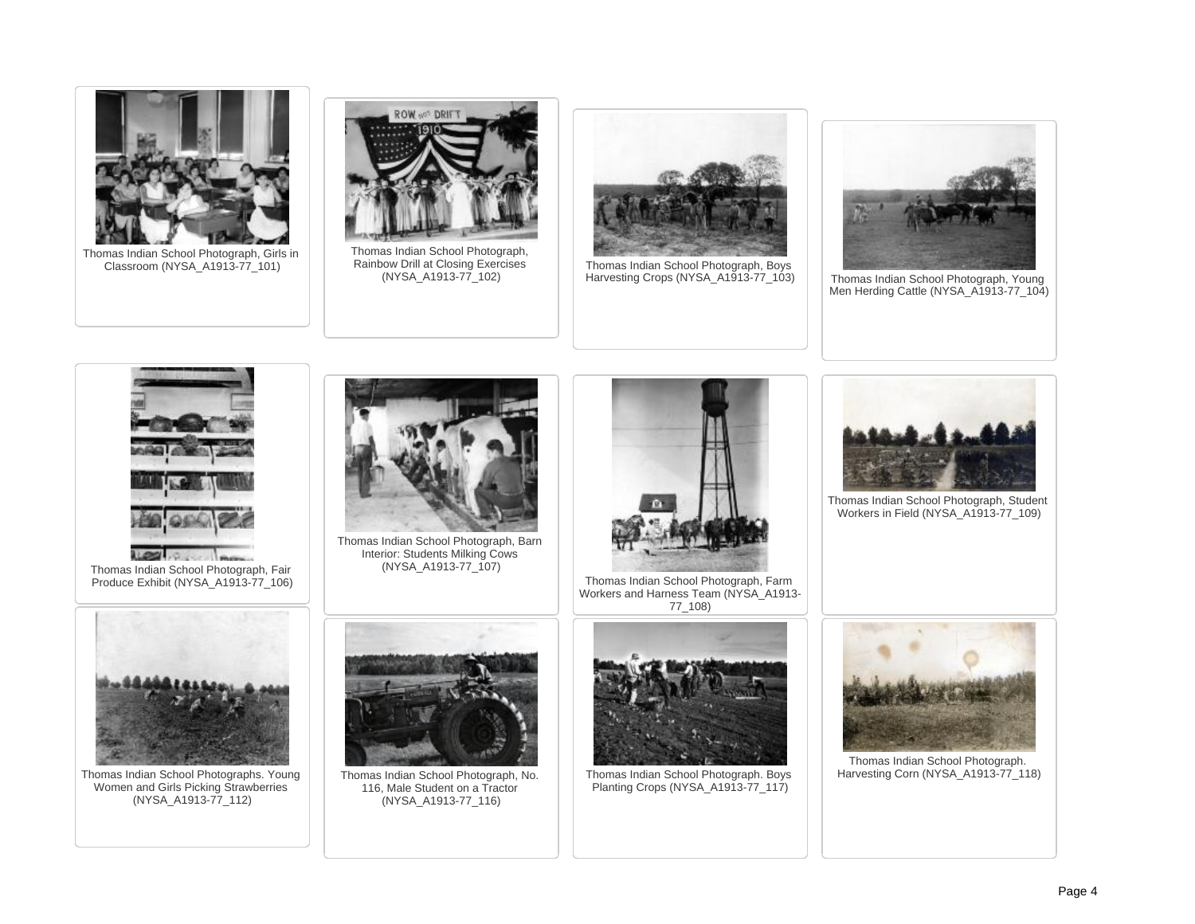Thomas Indian School Photograph, Girls in Classroom (NYSA_A1913-77_101)

Thomas Indian School Photograph, Rainbow Drill at Closing Exercises (NYSA_A1913-77_102)

Thomas Indian School Photograph, Boys Harvesting Crops (NYSA_A1913-77_103)

Thomas Indian School Photograph, Young Men Herding Cattle (NYSA_A1913-77_104)

Thomas Indian School Photograph, Fair Produce Exhibit (NYSA_A1913-77_106)

Thomas Indian School Photograph, Barn Interior: Students Milking Cows (NYSA_A1913-77_107)

Thomas Indian School Photograph, Farm Workers and Harness Team (NYSA_A1913-77_108)

Thomas Indian School Photograph, Student Workers in Field (NYSA_A1913-77_109)

Thomas Indian School Photographs. Young Women and Girls Picking Strawberries (NYSA_A1913-77_112)

Thomas Indian School Photograph, No. 116, Male Student on a Tractor (NYSA_A1913-77_116)

Thomas Indian School Photograph. Boys Planting Crops (NYSA_A1913-77_117)

Thomas Indian School Photograph. Harvesting Corn (NYSA_A1913-77_118)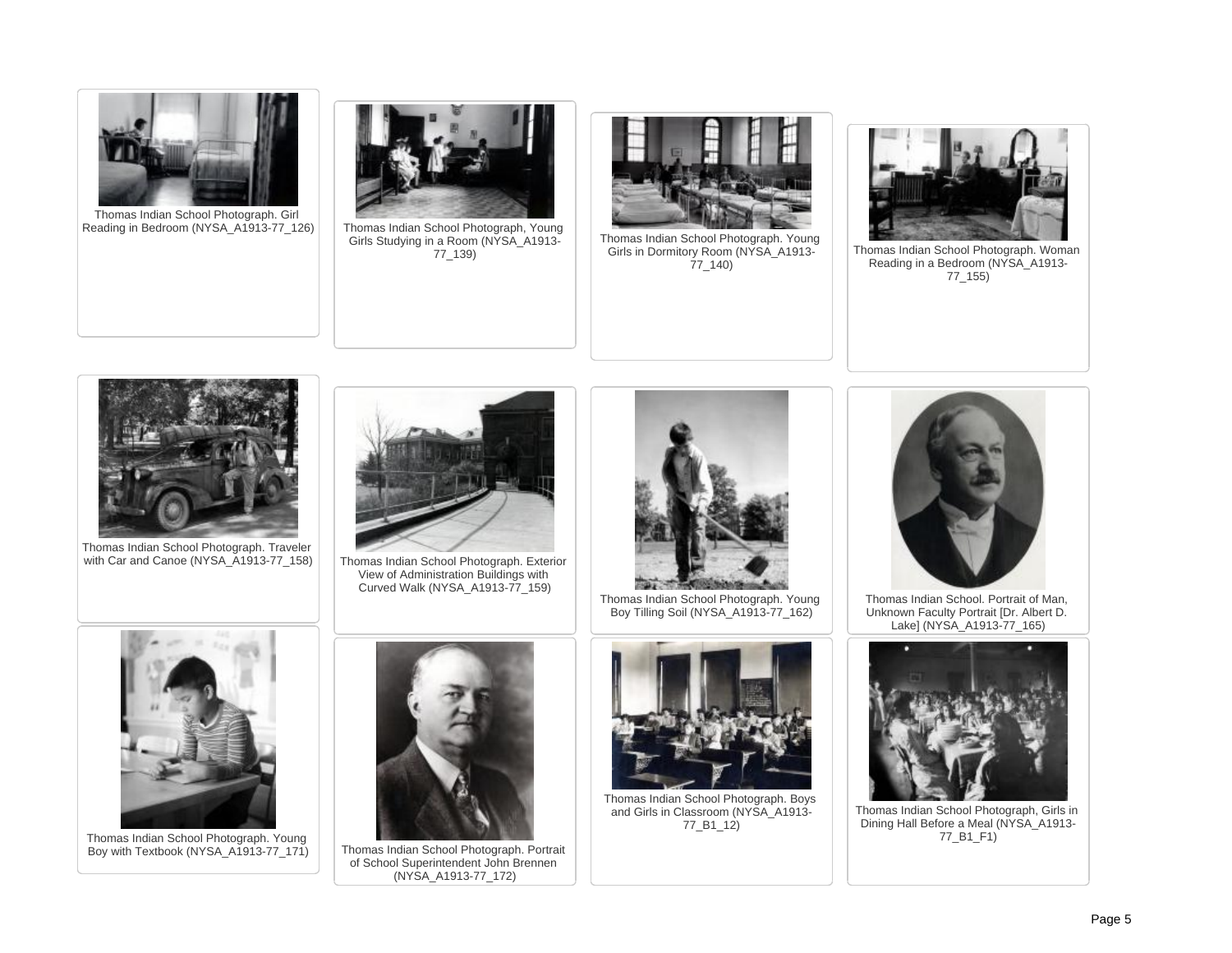Thomas Indian School Photograph. Girl Reading in Bedroom (NYSA_A1913-77_126)

Thomas Indian School Photograph, Young Girls Studying in a Room (NYSA_A1913-77_139)

Thomas Indian School Photograph. Young Girls in Dormitory Room (NYSA_A1913-77_140)

Thomas Indian School Photograph. Woman Reading in a Bedroom (NYSA_A1913-77_155)

Thomas Indian School Photograph. Traveler with Car and Canoe (NYSA_A1913-77_158)

Thomas Indian School Photograph. Exterior View of Administration Buildings with Curved Walk (NYSA_A1913-77_159)

Thomas Indian School Photograph. Young Boy Tilling Soil (NYSA_A1913-77_162)

Thomas Indian School. Portrait of Man, Unknown Faculty Portrait [Dr. Albert D. Lake] (NYSA_A1913-77_165)

Thomas Indian School Photograph. Young Boy with Textbook (NYSA_A1913-77_171)

Thomas Indian School Photograph. Portrait of School Superintendent John Brennen (NYSA_A1913-77_172)

Thomas Indian School Photograph. Boys and Girls in Classroom (NYSA_A1913-77_B1_12)

Thomas Indian School Photograph, Girls in Dining Hall Before a Meal (NYSA_A1913-77_B1_F1)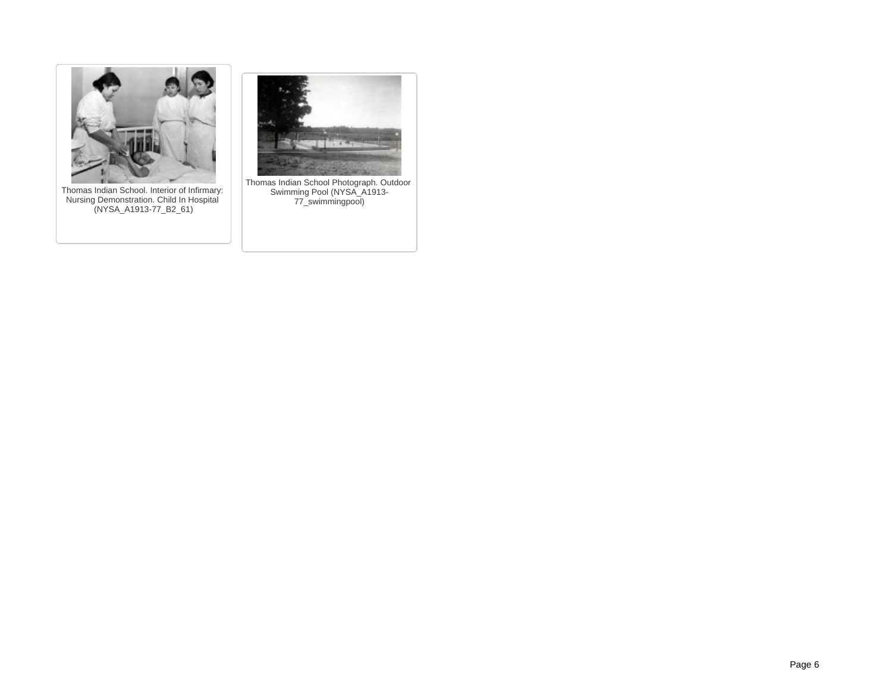Thomas Indian School. Interior of Infirmary: Nursing Demonstration. Child In Hospital (NYSA_A1913-77_B2_61)

Thomas Indian School Photograph. Outdoor Swimming Pool (NYSA_A1913-77_swimmingpool)